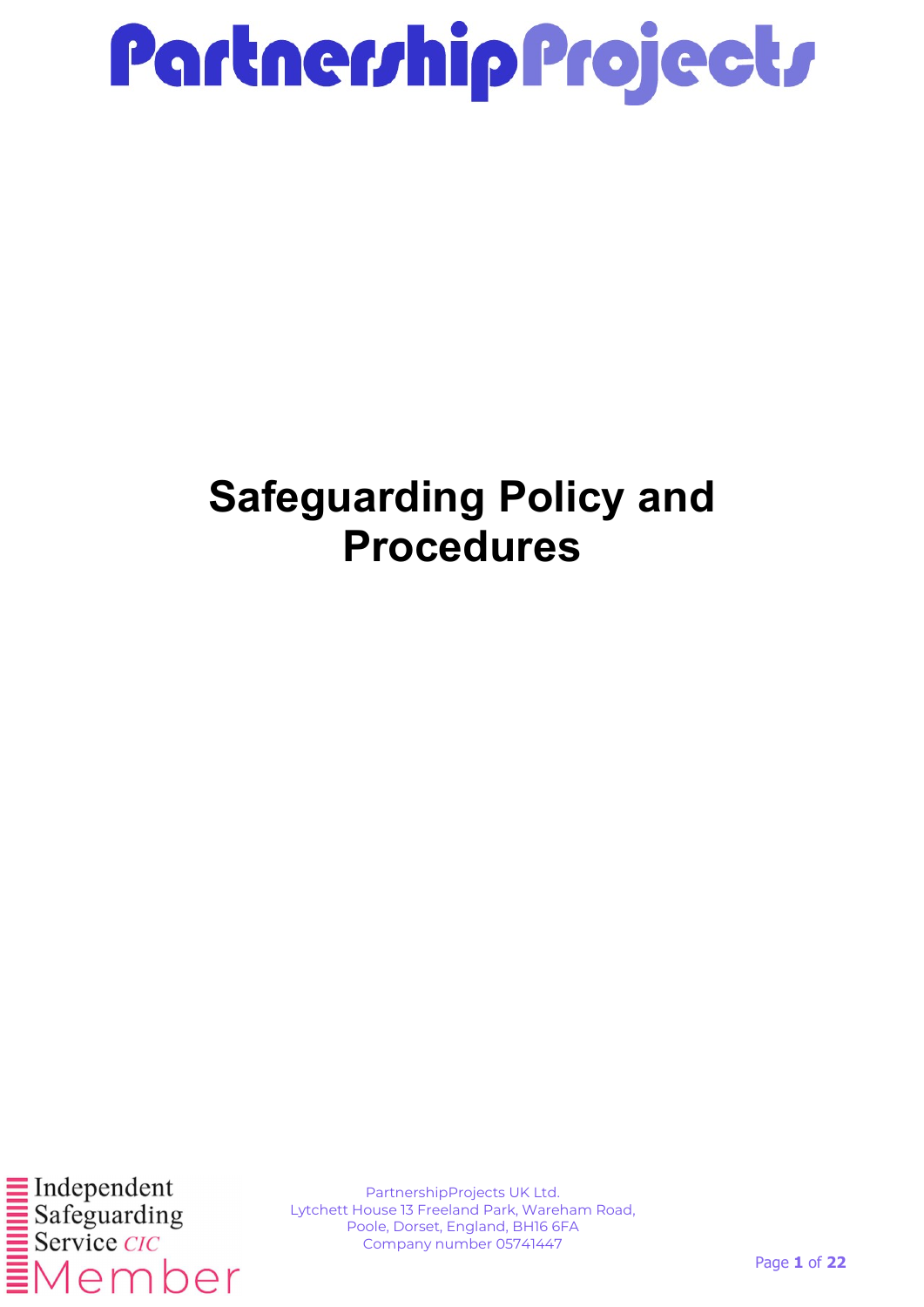# PartnershipProjects

# Safeguarding Policy and Procedures

Independent Safeguarding Service *CIC* Member

PartnershipProjects UK Ltd.
Lytchett House 13 Freeland Park, Wareham Road,
Poole, Dorset, England, BH16 6FA
Company number 05741447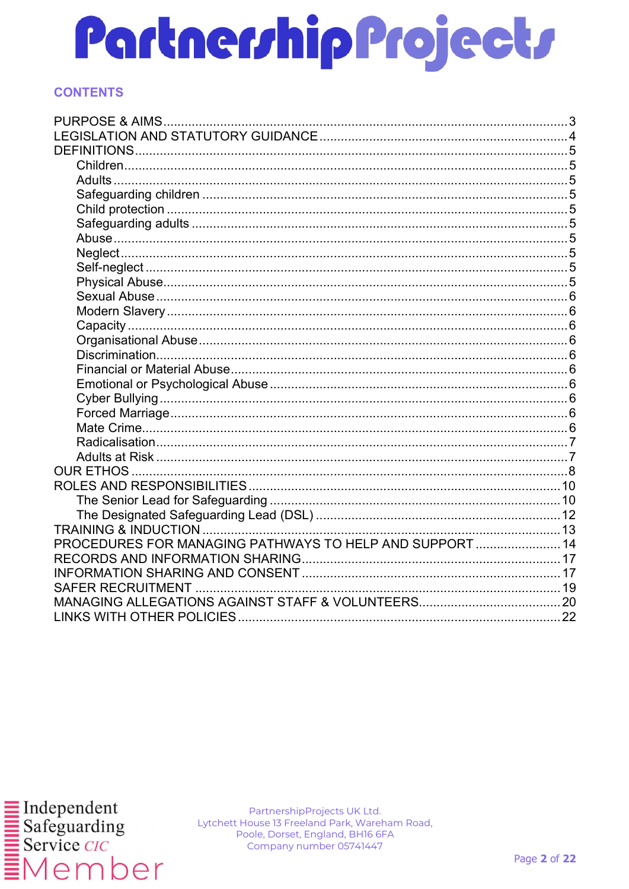# PartnershipProjects

## CONTENTS

- PURPOSE & AIMS ..... 3
- LEGISLATION AND STATUTORY GUIDANCE ..... 4
- DEFINITIONS ..... 5
  - Children ..... 5
  - Adults ..... 5
  - Safeguarding children ..... 5
  - Child protection ..... 5
  - Safeguarding adults ..... 5
  - Abuse ..... 5
  - Neglect ..... 5
  - Self-neglect ..... 5
  - Physical Abuse ..... 5
  - Sexual Abuse ..... 6
  - Modern Slavery ..... 6
  - Capacity ..... 6
  - Organisational Abuse ..... 6
  - Discrimination ..... 6
  - Financial or Material Abuse ..... 6
  - Emotional or Psychological Abuse ..... 6
  - Cyber Bullying ..... 6
  - Forced Marriage ..... 6
  - Mate Crime ..... 6
  - Radicalisation ..... 7
  - Adults at Risk ..... 7
- OUR ETHOS ..... 8
- ROLES AND RESPONSIBILITIES ..... 10
  - The Senior Lead for Safeguarding ..... 10
  - The Designated Safeguarding Lead (DSL) ..... 12
- TRAINING & INDUCTION ..... 13
- PROCEDURES FOR MANAGING PATHWAYS TO HELP AND SUPPORT ..... 14
- RECORDS AND INFORMATION SHARING ..... 17
- INFORMATION SHARING AND CONSENT ..... 17
- SAFER RECRUITMENT ..... 19
- MANAGING ALLEGATIONS AGAINST STAFF & VOLUNTEERS ..... 20
- LINKS WITH OTHER POLICIES ..... 22

Independent Safeguarding Service CIC Member

PartnershipProjects UK Ltd.
Lytchett House 13 Freeland Park, Wareham Road,
Poole, Dorset, England, BH16 6FA
Company number 05741447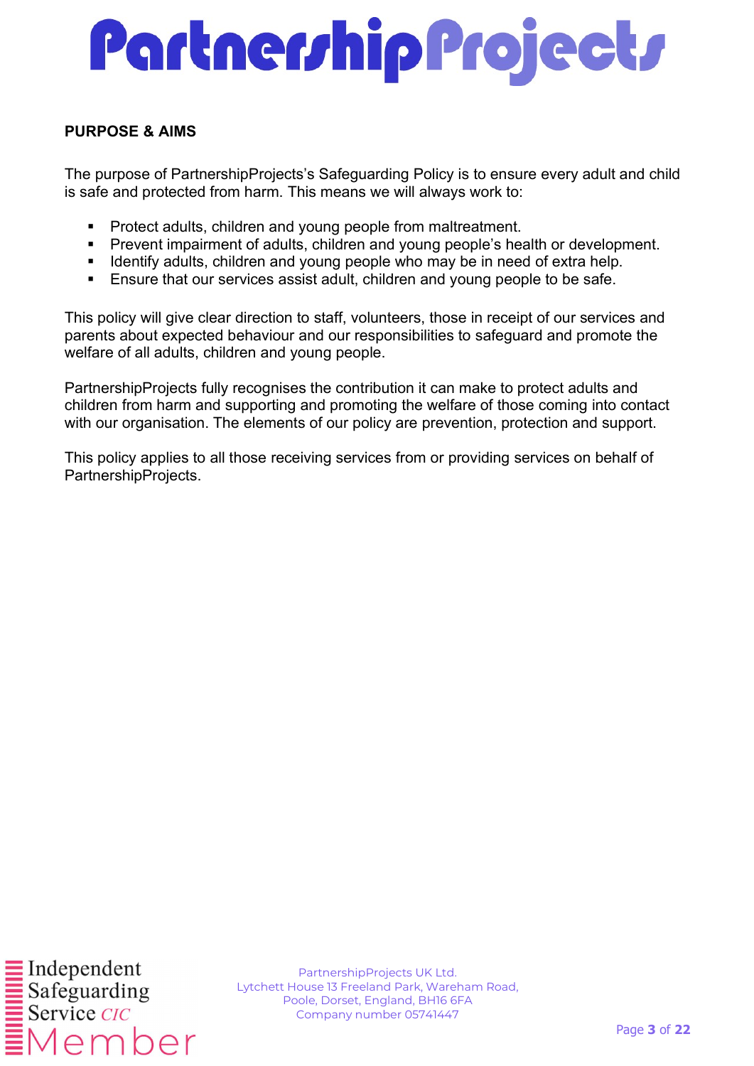## PURPOSE & AIMS

The purpose of PartnershipProjects's Safeguarding Policy is to ensure every adult and child is safe and protected from harm. This means we will always work to:

- Protect adults, children and young people from maltreatment.
- Prevent impairment of adults, children and young people's health or development.
- Identify adults, children and young people who may be in need of extra help.
- Ensure that our services assist adult, children and young people to be safe.

This policy will give clear direction to staff, volunteers, those in receipt of our services and parents about expected behaviour and our responsibilities to safeguard and promote the welfare of all adults, children and young people.

PartnershipProjects fully recognises the contribution it can make to protect adults and children from harm and supporting and promoting the welfare of those coming into contact with our organisation. The elements of our policy are prevention, protection and support.

This policy applies to all those receiving services from or providing services on behalf of PartnershipProjects.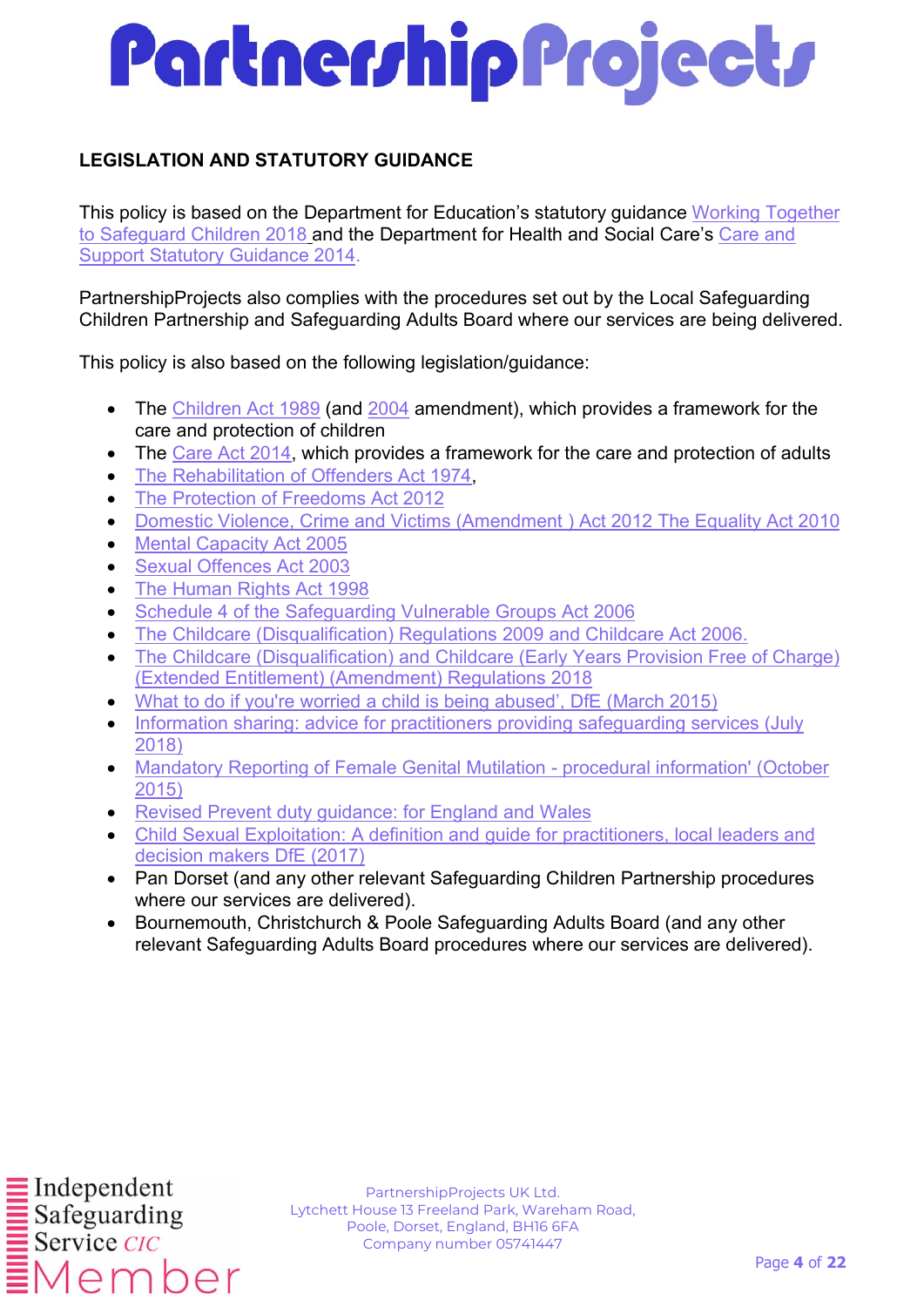## LEGISLATION AND STATUTORY GUIDANCE

This policy is based on the Department for Education's statutory guidance Working Together to Safeguard Children 2018 and the Department for Health and Social Care's Care and Support Statutory Guidance 2014.

PartnershipProjects also complies with the procedures set out by the Local Safeguarding Children Partnership and Safeguarding Adults Board where our services are being delivered.

This policy is also based on the following legislation/guidance:

- The Children Act 1989 (and 2004 amendment), which provides a framework for the care and protection of children
- The Care Act 2014, which provides a framework for the care and protection of adults
- The Rehabilitation of Offenders Act 1974,
- The Protection of Freedoms Act 2012
- Domestic Violence, Crime and Victims (Amendment ) Act 2012 The Equality Act 2010
- Mental Capacity Act 2005
- Sexual Offences Act 2003
- The Human Rights Act 1998
- Schedule 4 of the Safeguarding Vulnerable Groups Act 2006
- The Childcare (Disqualification) Regulations 2009 and Childcare Act 2006.
- The Childcare (Disqualification) and Childcare (Early Years Provision Free of Charge) (Extended Entitlement) (Amendment) Regulations 2018
- What to do if you're worried a child is being abused', DfE (March 2015)
- Information sharing: advice for practitioners providing safeguarding services (July 2018)
- Mandatory Reporting of Female Genital Mutilation - procedural information' (October 2015)
- Revised Prevent duty guidance: for England and Wales
- Child Sexual Exploitation: A definition and guide for practitioners, local leaders and decision makers DfE (2017)
- Pan Dorset (and any other relevant Safeguarding Children Partnership procedures where our services are delivered).
- Bournemouth, Christchurch & Poole Safeguarding Adults Board (and any other relevant Safeguarding Adults Board procedures where our services are delivered).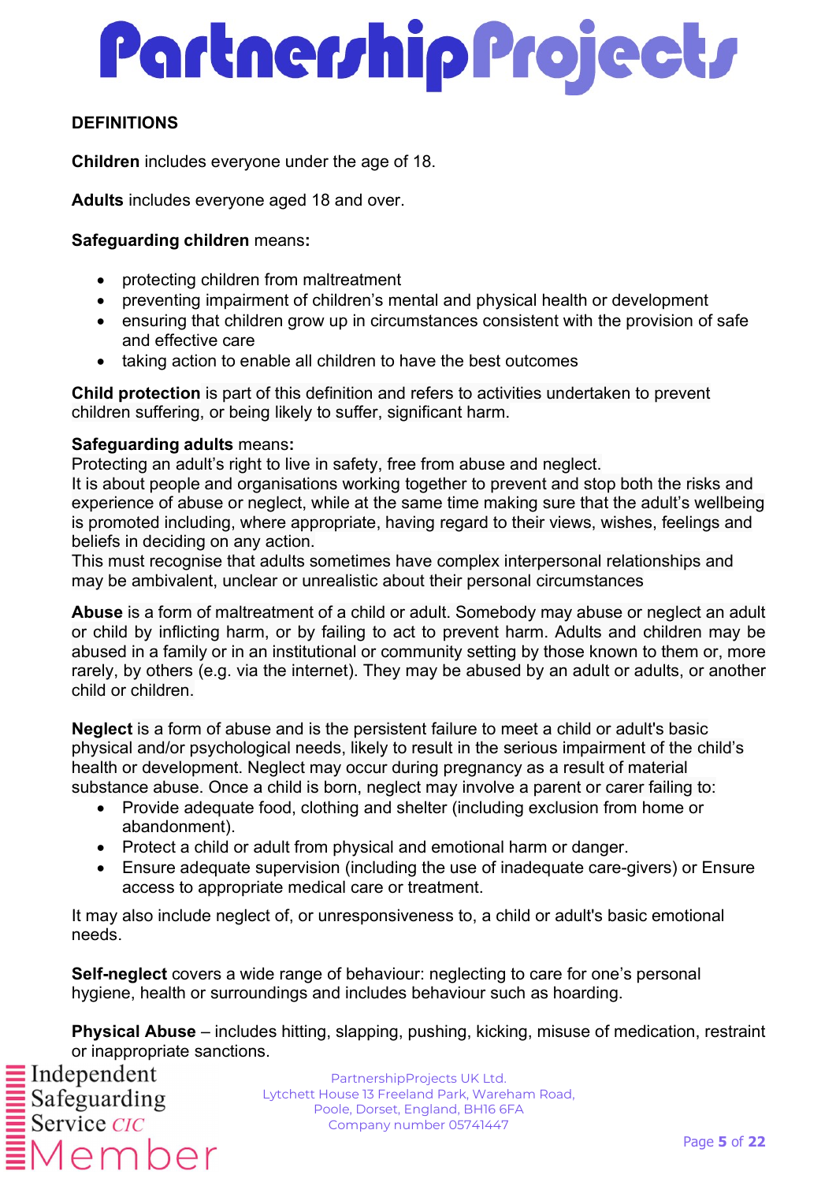## DEFINITIONS

**Children** includes everyone under the age of 18.

**Adults** includes everyone aged 18 and over.

**Safeguarding children** means**:**

- protecting children from maltreatment
- preventing impairment of children's mental and physical health or development
- ensuring that children grow up in circumstances consistent with the provision of safe and effective care
- taking action to enable all children to have the best outcomes

**Child protection** is part of this definition and refers to activities undertaken to prevent children suffering, or being likely to suffer, significant harm.

**Safeguarding adults** means**:**
Protecting an adult's right to live in safety, free from abuse and neglect.
It is about people and organisations working together to prevent and stop both the risks and experience of abuse or neglect, while at the same time making sure that the adult's wellbeing is promoted including, where appropriate, having regard to their views, wishes, feelings and beliefs in deciding on any action.
This must recognise that adults sometimes have complex interpersonal relationships and may be ambivalent, unclear or unrealistic about their personal circumstances

**Abuse** is a form of maltreatment of a child or adult. Somebody may abuse or neglect an adult or child by inflicting harm, or by failing to act to prevent harm. Adults and children may be abused in a family or in an institutional or community setting by those known to them or, more rarely, by others (e.g. via the internet). They may be abused by an adult or adults, or another child or children.

**Neglect** is a form of abuse and is the persistent failure to meet a child or adult's basic physical and/or psychological needs, likely to result in the serious impairment of the child's health or development. Neglect may occur during pregnancy as a result of material substance abuse. Once a child is born, neglect may involve a parent or carer failing to:

- Provide adequate food, clothing and shelter (including exclusion from home or abandonment).
- Protect a child or adult from physical and emotional harm or danger.
- Ensure adequate supervision (including the use of inadequate care-givers) or Ensure access to appropriate medical care or treatment.

It may also include neglect of, or unresponsiveness to, a child or adult's basic emotional needs.

**Self-neglect** covers a wide range of behaviour: neglecting to care for one's personal hygiene, health or surroundings and includes behaviour such as hoarding.

**Physical Abuse** – includes hitting, slapping, pushing, kicking, misuse of medication, restraint or inappropriate sanctions.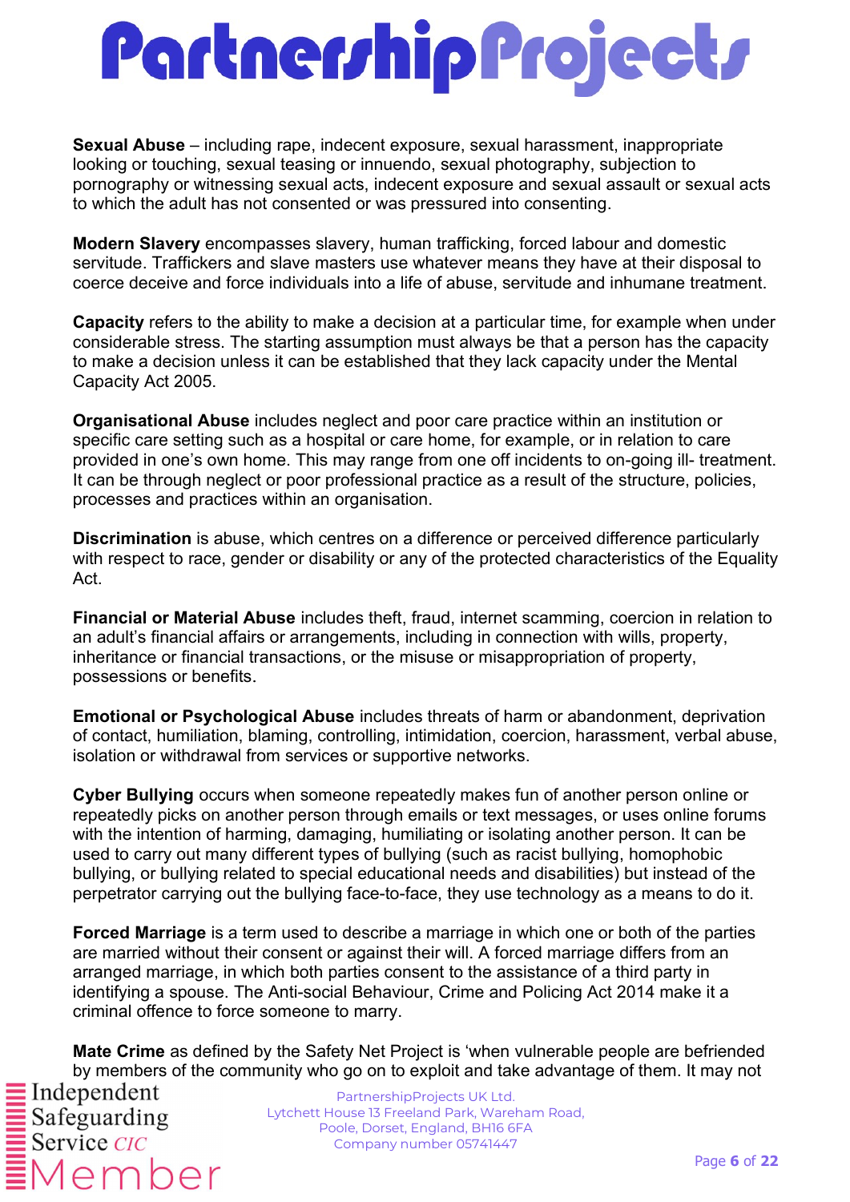**Sexual Abuse** – including rape, indecent exposure, sexual harassment, inappropriate looking or touching, sexual teasing or innuendo, sexual photography, subjection to pornography or witnessing sexual acts, indecent exposure and sexual assault or sexual acts to which the adult has not consented or was pressured into consenting.

**Modern Slavery** encompasses slavery, human trafficking, forced labour and domestic servitude. Traffickers and slave masters use whatever means they have at their disposal to coerce deceive and force individuals into a life of abuse, servitude and inhumane treatment.

**Capacity** refers to the ability to make a decision at a particular time, for example when under considerable stress. The starting assumption must always be that a person has the capacity to make a decision unless it can be established that they lack capacity under the Mental Capacity Act 2005.

**Organisational Abuse** includes neglect and poor care practice within an institution or specific care setting such as a hospital or care home, for example, or in relation to care provided in one's own home. This may range from one off incidents to on-going ill- treatment. It can be through neglect or poor professional practice as a result of the structure, policies, processes and practices within an organisation.

**Discrimination** is abuse, which centres on a difference or perceived difference particularly with respect to race, gender or disability or any of the protected characteristics of the Equality Act.

**Financial or Material Abuse** includes theft, fraud, internet scamming, coercion in relation to an adult's financial affairs or arrangements, including in connection with wills, property, inheritance or financial transactions, or the misuse or misappropriation of property, possessions or benefits.

**Emotional or Psychological Abuse** includes threats of harm or abandonment, deprivation of contact, humiliation, blaming, controlling, intimidation, coercion, harassment, verbal abuse, isolation or withdrawal from services or supportive networks.

**Cyber Bullying** occurs when someone repeatedly makes fun of another person online or repeatedly picks on another person through emails or text messages, or uses online forums with the intention of harming, damaging, humiliating or isolating another person. It can be used to carry out many different types of bullying (such as racist bullying, homophobic bullying, or bullying related to special educational needs and disabilities) but instead of the perpetrator carrying out the bullying face-to-face, they use technology as a means to do it.

**Forced Marriage** is a term used to describe a marriage in which one or both of the parties are married without their consent or against their will. A forced marriage differs from an arranged marriage, in which both parties consent to the assistance of a third party in identifying a spouse. The Anti-social Behaviour, Crime and Policing Act 2014 make it a criminal offence to force someone to marry.

**Mate Crime** as defined by the Safety Net Project is 'when vulnerable people are befriended by members of the community who go on to exploit and take advantage of them. It may not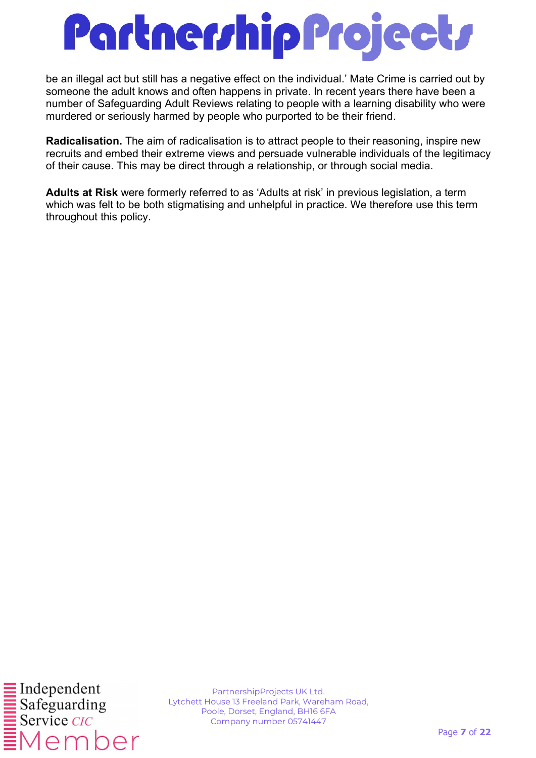be an illegal act but still has a negative effect on the individual.' Mate Crime is carried out by someone the adult knows and often happens in private. In recent years there have been a number of Safeguarding Adult Reviews relating to people with a learning disability who were murdered or seriously harmed by people who purported to be their friend.

**Radicalisation.** The aim of radicalisation is to attract people to their reasoning, inspire new recruits and embed their extreme views and persuade vulnerable individuals of the legitimacy of their cause. This may be direct through a relationship, or through social media.

**Adults at Risk** were formerly referred to as 'Adults at risk' in previous legislation, a term which was felt to be both stigmatising and unhelpful in practice. We therefore use this term throughout this policy.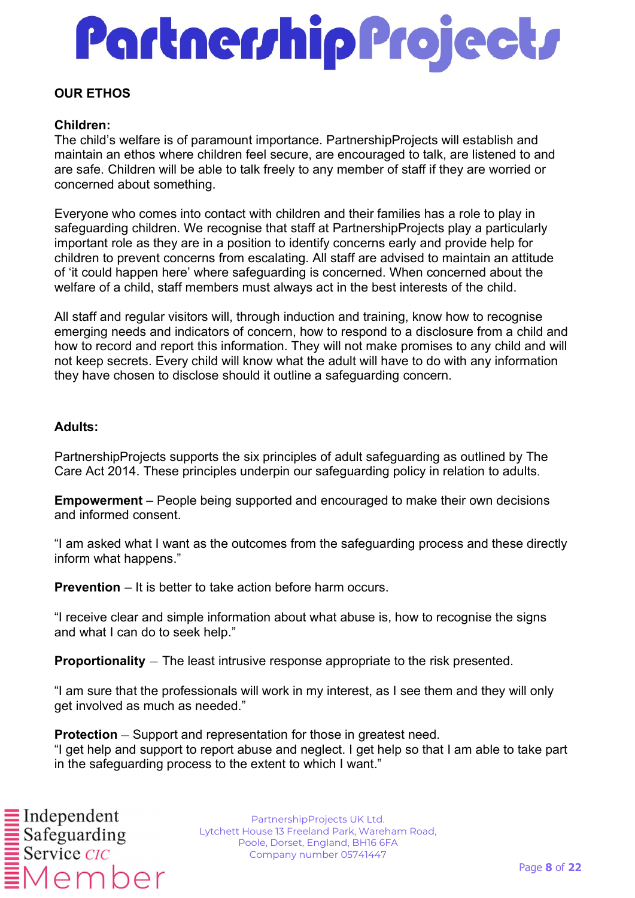## OUR ETHOS

### Children:

The child's welfare is of paramount importance. PartnershipProjects will establish and maintain an ethos where children feel secure, are encouraged to talk, are listened to and are safe. Children will be able to talk freely to any member of staff if they are worried or concerned about something.

Everyone who comes into contact with children and their families has a role to play in safeguarding children. We recognise that staff at PartnershipProjects play a particularly important role as they are in a position to identify concerns early and provide help for children to prevent concerns from escalating. All staff are advised to maintain an attitude of 'it could happen here' where safeguarding is concerned. When concerned about the welfare of a child, staff members must always act in the best interests of the child.

All staff and regular visitors will, through induction and training, know how to recognise emerging needs and indicators of concern, how to respond to a disclosure from a child and how to record and report this information. They will not make promises to any child and will not keep secrets. Every child will know what the adult will have to do with any information they have chosen to disclose should it outline a safeguarding concern.

### Adults:

PartnershipProjects supports the six principles of adult safeguarding as outlined by The Care Act 2014. These principles underpin our safeguarding policy in relation to adults.

**Empowerment** – People being supported and encouraged to make their own decisions and informed consent.

"I am asked what I want as the outcomes from the safeguarding process and these directly inform what happens."

**Prevention** – It is better to take action before harm occurs.

"I receive clear and simple information about what abuse is, how to recognise the signs and what I can do to seek help."

**Proportionality** – The least intrusive response appropriate to the risk presented.

"I am sure that the professionals will work in my interest, as I see them and they will only get involved as much as needed."

**Protection** – Support and representation for those in greatest need.
"I get help and support to report abuse and neglect. I get help so that I am able to take part in the safeguarding process to the extent to which I want."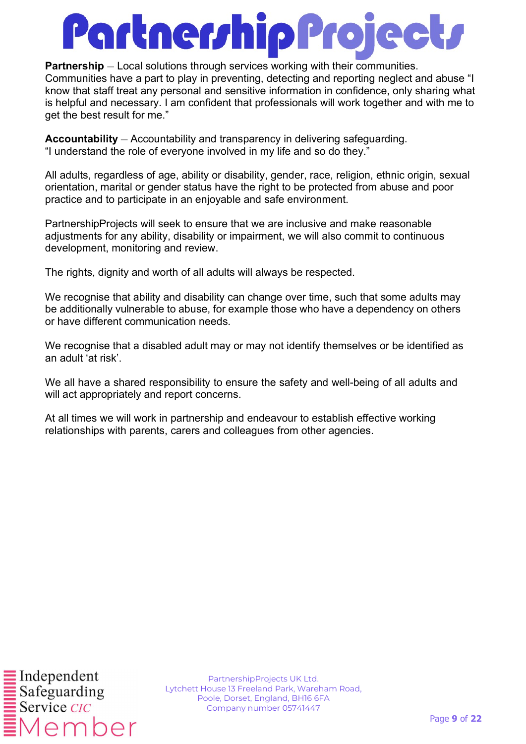**Partnership** – Local solutions through services working with their communities. Communities have a part to play in preventing, detecting and reporting neglect and abuse "I know that staff treat any personal and sensitive information in confidence, only sharing what is helpful and necessary. I am confident that professionals will work together and with me to get the best result for me."

**Accountability** – Accountability and transparency in delivering safeguarding. "I understand the role of everyone involved in my life and so do they."

All adults, regardless of age, ability or disability, gender, race, religion, ethnic origin, sexual orientation, marital or gender status have the right to be protected from abuse and poor practice and to participate in an enjoyable and safe environment.

PartnershipProjects will seek to ensure that we are inclusive and make reasonable adjustments for any ability, disability or impairment, we will also commit to continuous development, monitoring and review.

The rights, dignity and worth of all adults will always be respected.

We recognise that ability and disability can change over time, such that some adults may be additionally vulnerable to abuse, for example those who have a dependency on others or have different communication needs.

We recognise that a disabled adult may or may not identify themselves or be identified as an adult 'at risk'.

We all have a shared responsibility to ensure the safety and well-being of all adults and will act appropriately and report concerns.

At all times we will work in partnership and endeavour to establish effective working relationships with parents, carers and colleagues from other agencies.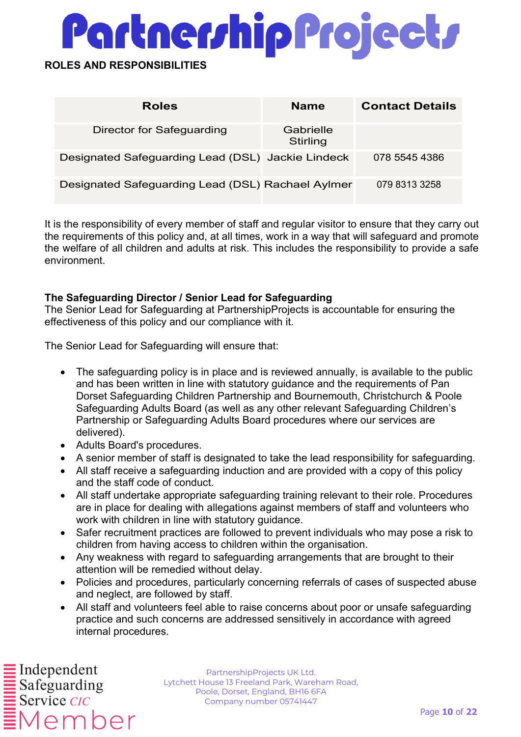## ROLES AND RESPONSIBILITIES

| Roles | Name | Contact Details |
|---|---|---|
| Director for Safeguarding | Gabrielle Stirling | |
| Designated Safeguarding Lead (DSL) | Jackie Lindeck | 078 5545 4386 |
| Designated Safeguarding Lead (DSL) | Rachael Aylmer | 079 8313 3258 |

It is the responsibility of every member of staff and regular visitor to ensure that they carry out the requirements of this policy and, at all times, work in a way that will safeguard and promote the welfare of all children and adults at risk. This includes the responsibility to provide a safe environment.

**The Safeguarding Director / Senior Lead for Safeguarding**
The Senior Lead for Safeguarding at PartnershipProjects is accountable for ensuring the effectiveness of this policy and our compliance with it.

The Senior Lead for Safeguarding will ensure that:

- The safeguarding policy is in place and is reviewed annually, is available to the public and has been written in line with statutory guidance and the requirements of Pan Dorset Safeguarding Children Partnership and Bournemouth, Christchurch & Poole Safeguarding Adults Board (as well as any other relevant Safeguarding Children's Partnership or Safeguarding Adults Board procedures where our services are delivered).
- Adults Board's procedures.
- A senior member of staff is designated to take the lead responsibility for safeguarding.
- All staff receive a safeguarding induction and are provided with a copy of this policy and the staff code of conduct.
- All staff undertake appropriate safeguarding training relevant to their role. Procedures are in place for dealing with allegations against members of staff and volunteers who work with children in line with statutory guidance.
- Safer recruitment practices are followed to prevent individuals who may pose a risk to children from having access to children within the organisation.
- Any weakness with regard to safeguarding arrangements that are brought to their attention will be remedied without delay.
- Policies and procedures, particularly concerning referrals of cases of suspected abuse and neglect, are followed by staff.
- All staff and volunteers feel able to raise concerns about poor or unsafe safeguarding practice and such concerns are addressed sensitively in accordance with agreed internal procedures.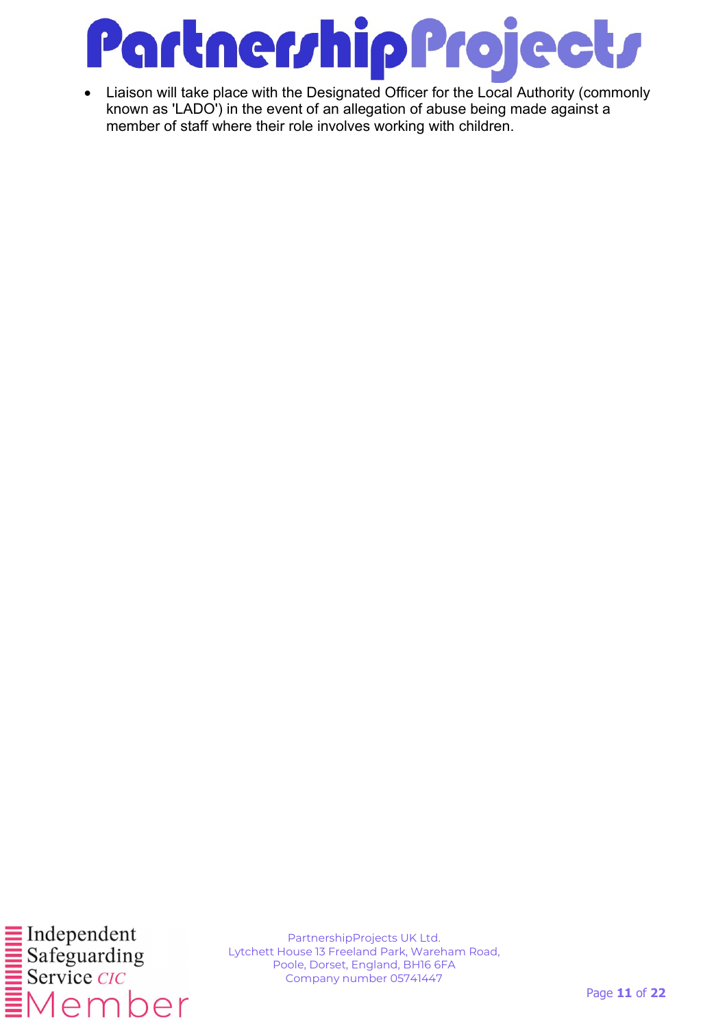- Liaison will take place with the Designated Officer for the Local Authority (commonly known as 'LADO') in the event of an allegation of abuse being made against a member of staff where their role involves working with children.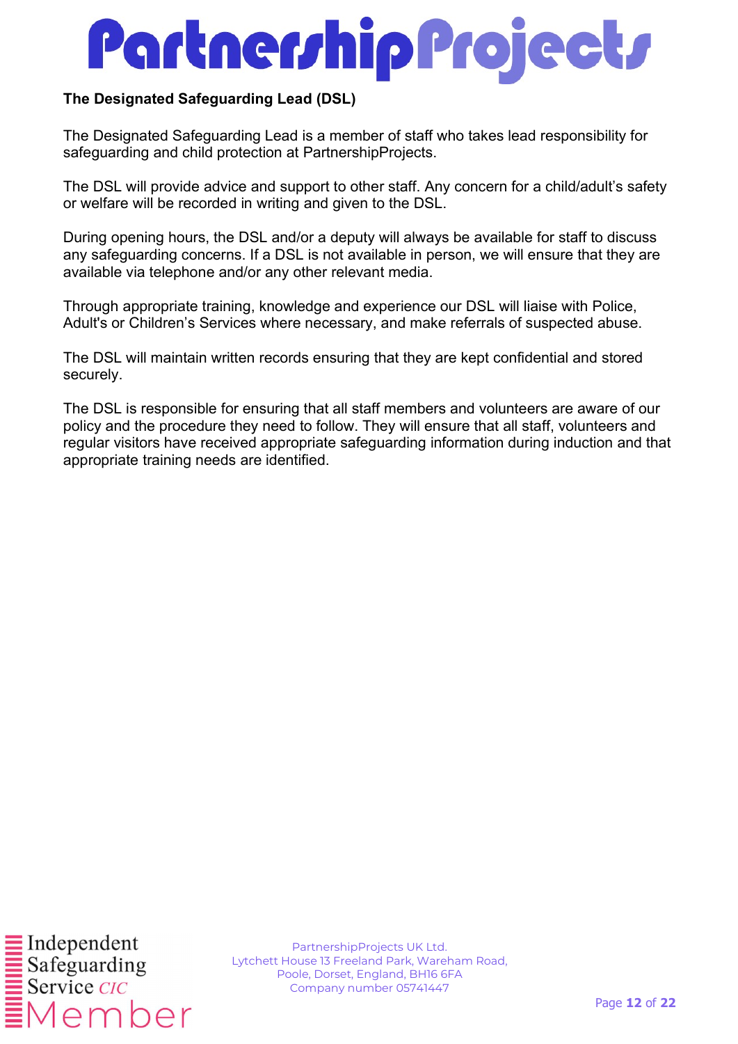### The Designated Safeguarding Lead (DSL)

The Designated Safeguarding Lead is a member of staff who takes lead responsibility for safeguarding and child protection at PartnershipProjects.

The DSL will provide advice and support to other staff. Any concern for a child/adult's safety or welfare will be recorded in writing and given to the DSL.

During opening hours, the DSL and/or a deputy will always be available for staff to discuss any safeguarding concerns. If a DSL is not available in person, we will ensure that they are available via telephone and/or any other relevant media.

Through appropriate training, knowledge and experience our DSL will liaise with Police, Adult's or Children's Services where necessary, and make referrals of suspected abuse.

The DSL will maintain written records ensuring that they are kept confidential and stored securely.

The DSL is responsible for ensuring that all staff members and volunteers are aware of our policy and the procedure they need to follow. They will ensure that all staff, volunteers and regular visitors have received appropriate safeguarding information during induction and that appropriate training needs are identified.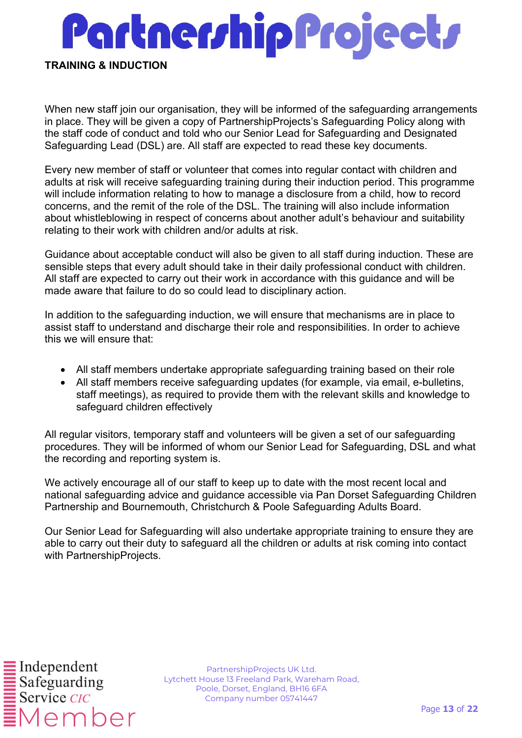## TRAINING & INDUCTION

When new staff join our organisation, they will be informed of the safeguarding arrangements in place. They will be given a copy of PartnershipProjects's Safeguarding Policy along with the staff code of conduct and told who our Senior Lead for Safeguarding and Designated Safeguarding Lead (DSL) are. All staff are expected to read these key documents.

Every new member of staff or volunteer that comes into regular contact with children and adults at risk will receive safeguarding training during their induction period. This programme will include information relating to how to manage a disclosure from a child, how to record concerns, and the remit of the role of the DSL. The training will also include information about whistleblowing in respect of concerns about another adult's behaviour and suitability relating to their work with children and/or adults at risk.

Guidance about acceptable conduct will also be given to all staff during induction. These are sensible steps that every adult should take in their daily professional conduct with children. All staff are expected to carry out their work in accordance with this guidance and will be made aware that failure to do so could lead to disciplinary action.

In addition to the safeguarding induction, we will ensure that mechanisms are in place to assist staff to understand and discharge their role and responsibilities. In order to achieve this we will ensure that:

- All staff members undertake appropriate safeguarding training based on their role
- All staff members receive safeguarding updates (for example, via email, e-bulletins, staff meetings), as required to provide them with the relevant skills and knowledge to safeguard children effectively

All regular visitors, temporary staff and volunteers will be given a set of our safeguarding procedures. They will be informed of whom our Senior Lead for Safeguarding, DSL and what the recording and reporting system is.

We actively encourage all of our staff to keep up to date with the most recent local and national safeguarding advice and guidance accessible via Pan Dorset Safeguarding Children Partnership and Bournemouth, Christchurch & Poole Safeguarding Adults Board.

Our Senior Lead for Safeguarding will also undertake appropriate training to ensure they are able to carry out their duty to safeguard all the children or adults at risk coming into contact with PartnershipProjects.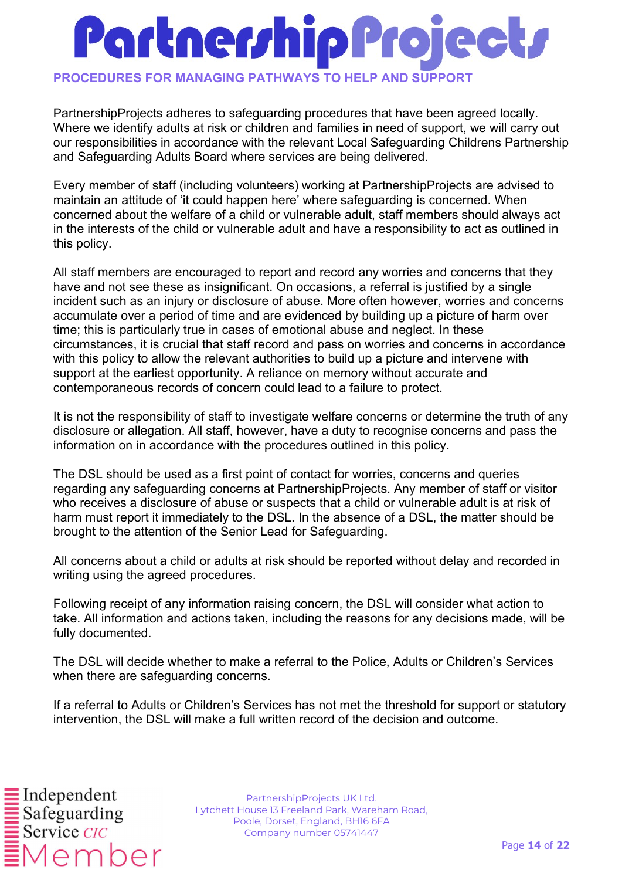## PROCEDURES FOR MANAGING PATHWAYS TO HELP AND SUPPORT

PartnershipProjects adheres to safeguarding procedures that have been agreed locally. Where we identify adults at risk or children and families in need of support, we will carry out our responsibilities in accordance with the relevant Local Safeguarding Childrens Partnership and Safeguarding Adults Board where services are being delivered.

Every member of staff (including volunteers) working at PartnershipProjects are advised to maintain an attitude of 'it could happen here' where safeguarding is concerned. When concerned about the welfare of a child or vulnerable adult, staff members should always act in the interests of the child or vulnerable adult and have a responsibility to act as outlined in this policy.

All staff members are encouraged to report and record any worries and concerns that they have and not see these as insignificant. On occasions, a referral is justified by a single incident such as an injury or disclosure of abuse. More often however, worries and concerns accumulate over a period of time and are evidenced by building up a picture of harm over time; this is particularly true in cases of emotional abuse and neglect. In these circumstances, it is crucial that staff record and pass on worries and concerns in accordance with this policy to allow the relevant authorities to build up a picture and intervene with support at the earliest opportunity. A reliance on memory without accurate and contemporaneous records of concern could lead to a failure to protect.

It is not the responsibility of staff to investigate welfare concerns or determine the truth of any disclosure or allegation. All staff, however, have a duty to recognise concerns and pass the information on in accordance with the procedures outlined in this policy.

The DSL should be used as a first point of contact for worries, concerns and queries regarding any safeguarding concerns at PartnershipProjects. Any member of staff or visitor who receives a disclosure of abuse or suspects that a child or vulnerable adult is at risk of harm must report it immediately to the DSL. In the absence of a DSL, the matter should be brought to the attention of the Senior Lead for Safeguarding.

All concerns about a child or adults at risk should be reported without delay and recorded in writing using the agreed procedures.

Following receipt of any information raising concern, the DSL will consider what action to take. All information and actions taken, including the reasons for any decisions made, will be fully documented.

The DSL will decide whether to make a referral to the Police, Adults or Children's Services when there are safeguarding concerns.

If a referral to Adults or Children's Services has not met the threshold for support or statutory intervention, the DSL will make a full written record of the decision and outcome.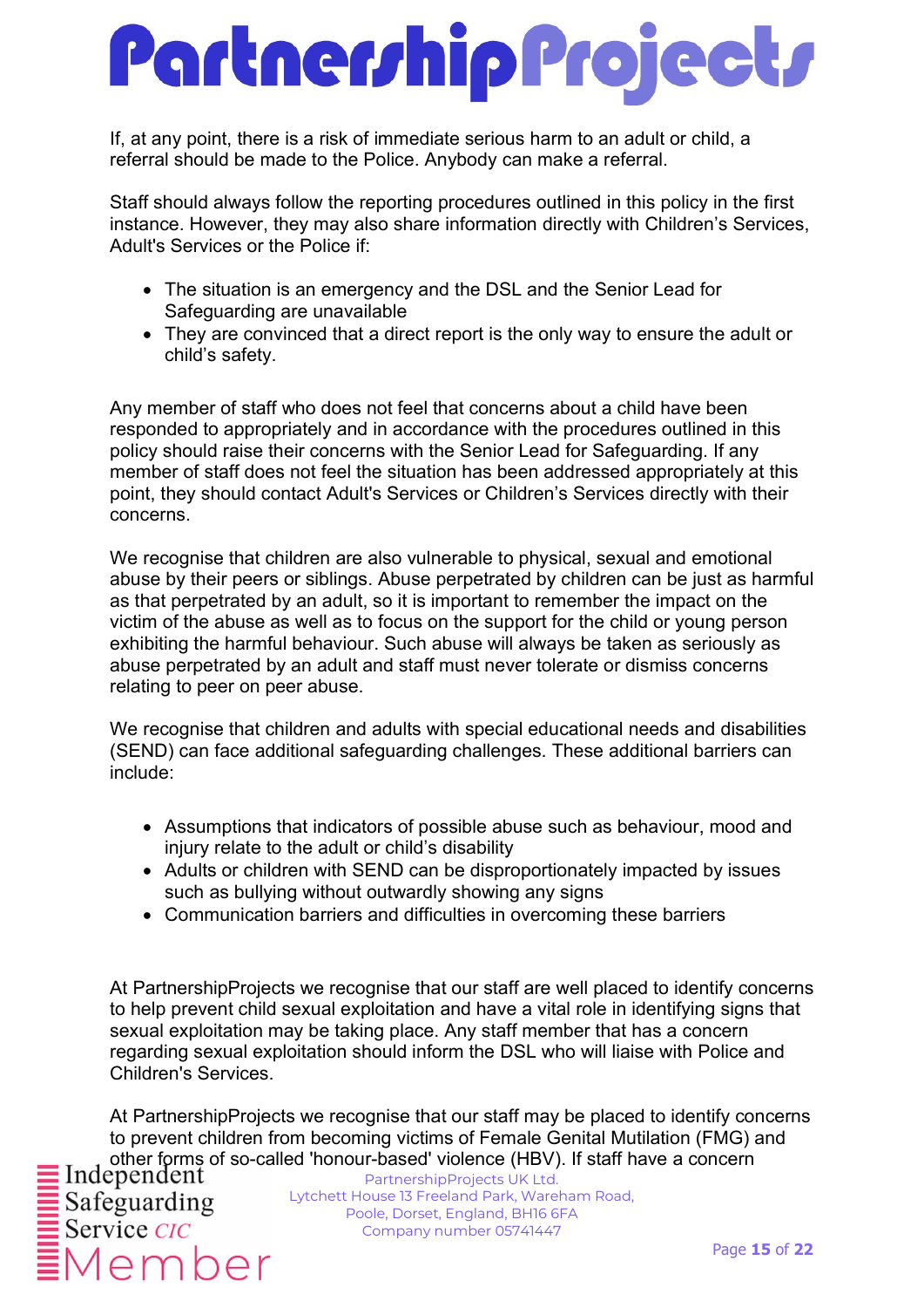If, at any point, there is a risk of immediate serious harm to an adult or child, a referral should be made to the Police. Anybody can make a referral.

Staff should always follow the reporting procedures outlined in this policy in the first instance. However, they may also share information directly with Children's Services, Adult's Services or the Police if:

- The situation is an emergency and the DSL and the Senior Lead for Safeguarding are unavailable
- They are convinced that a direct report is the only way to ensure the adult or child's safety.

Any member of staff who does not feel that concerns about a child have been responded to appropriately and in accordance with the procedures outlined in this policy should raise their concerns with the Senior Lead for Safeguarding. If any member of staff does not feel the situation has been addressed appropriately at this point, they should contact Adult's Services or Children's Services directly with their concerns.

We recognise that children are also vulnerable to physical, sexual and emotional abuse by their peers or siblings. Abuse perpetrated by children can be just as harmful as that perpetrated by an adult, so it is important to remember the impact on the victim of the abuse as well as to focus on the support for the child or young person exhibiting the harmful behaviour. Such abuse will always be taken as seriously as abuse perpetrated by an adult and staff must never tolerate or dismiss concerns relating to peer on peer abuse.

We recognise that children and adults with special educational needs and disabilities (SEND) can face additional safeguarding challenges. These additional barriers can include:

- Assumptions that indicators of possible abuse such as behaviour, mood and injury relate to the adult or child's disability
- Adults or children with SEND can be disproportionately impacted by issues such as bullying without outwardly showing any signs
- Communication barriers and difficulties in overcoming these barriers

At PartnershipProjects we recognise that our staff are well placed to identify concerns to help prevent child sexual exploitation and have a vital role in identifying signs that sexual exploitation may be taking place. Any staff member that has a concern regarding sexual exploitation should inform the DSL who will liaise with Police and Children's Services.

At PartnershipProjects we recognise that our staff may be placed to identify concerns to prevent children from becoming victims of Female Genital Mutilation (FMG) and other forms of so-called 'honour-based' violence (HBV). If staff have a concern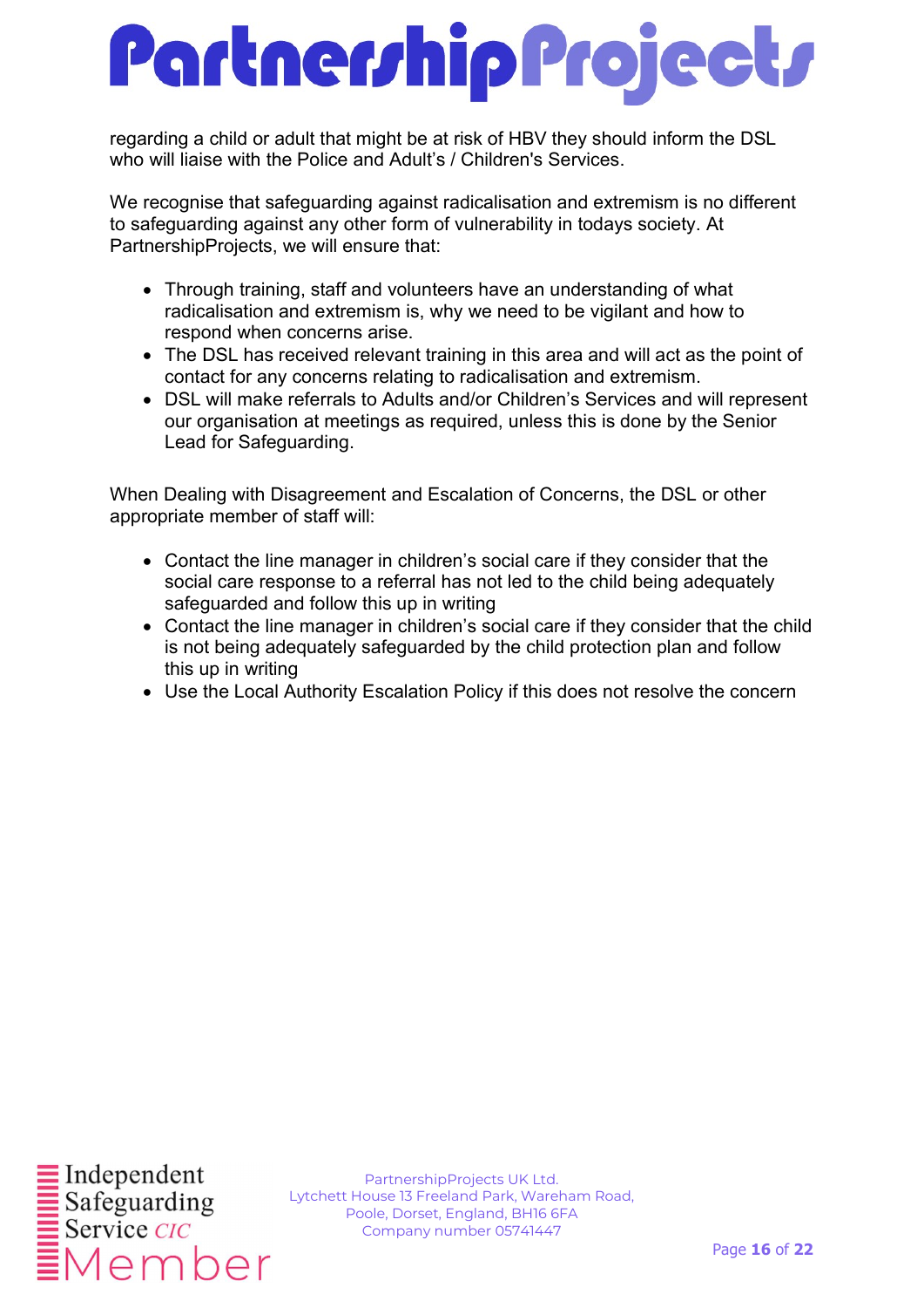regarding a child or adult that might be at risk of HBV they should inform the DSL who will liaise with the Police and Adult's / Children's Services.

We recognise that safeguarding against radicalisation and extremism is no different to safeguarding against any other form of vulnerability in todays society. At PartnershipProjects, we will ensure that:

- Through training, staff and volunteers have an understanding of what radicalisation and extremism is, why we need to be vigilant and how to respond when concerns arise.
- The DSL has received relevant training in this area and will act as the point of contact for any concerns relating to radicalisation and extremism.
- DSL will make referrals to Adults and/or Children's Services and will represent our organisation at meetings as required, unless this is done by the Senior Lead for Safeguarding.

When Dealing with Disagreement and Escalation of Concerns, the DSL or other appropriate member of staff will:

- Contact the line manager in children's social care if they consider that the social care response to a referral has not led to the child being adequately safeguarded and follow this up in writing
- Contact the line manager in children's social care if they consider that the child is not being adequately safeguarded by the child protection plan and follow this up in writing
- Use the Local Authority Escalation Policy if this does not resolve the concern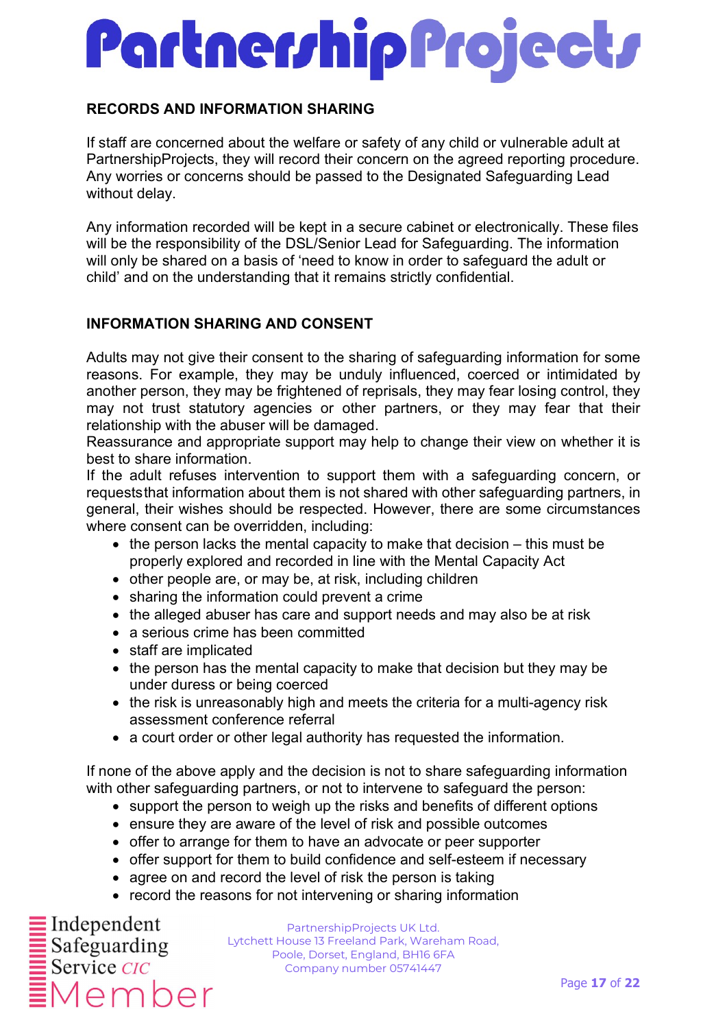## RECORDS AND INFORMATION SHARING

If staff are concerned about the welfare or safety of any child or vulnerable adult at PartnershipProjects, they will record their concern on the agreed reporting procedure. Any worries or concerns should be passed to the Designated Safeguarding Lead without delay.

Any information recorded will be kept in a secure cabinet or electronically. These files will be the responsibility of the DSL/Senior Lead for Safeguarding. The information will only be shared on a basis of 'need to know in order to safeguard the adult or child' and on the understanding that it remains strictly confidential.

## INFORMATION SHARING AND CONSENT

Adults may not give their consent to the sharing of safeguarding information for some reasons. For example, they may be unduly influenced, coerced or intimidated by another person, they may be frightened of reprisals, they may fear losing control, they may not trust statutory agencies or other partners, or they may fear that their relationship with the abuser will be damaged.

Reassurance and appropriate support may help to change their view on whether it is best to share information.

If the adult refuses intervention to support them with a safeguarding concern, or requests that information about them is not shared with other safeguarding partners, in general, their wishes should be respected. However, there are some circumstances where consent can be overridden, including:

- the person lacks the mental capacity to make that decision – this must be properly explored and recorded in line with the Mental Capacity Act
- other people are, or may be, at risk, including children
- sharing the information could prevent a crime
- the alleged abuser has care and support needs and may also be at risk
- a serious crime has been committed
- staff are implicated
- the person has the mental capacity to make that decision but they may be under duress or being coerced
- the risk is unreasonably high and meets the criteria for a multi-agency risk assessment conference referral
- a court order or other legal authority has requested the information.

If none of the above apply and the decision is not to share safeguarding information with other safeguarding partners, or not to intervene to safeguard the person:

- support the person to weigh up the risks and benefits of different options
- ensure they are aware of the level of risk and possible outcomes
- offer to arrange for them to have an advocate or peer supporter
- offer support for them to build confidence and self-esteem if necessary
- agree on and record the level of risk the person is taking
- record the reasons for not intervening or sharing information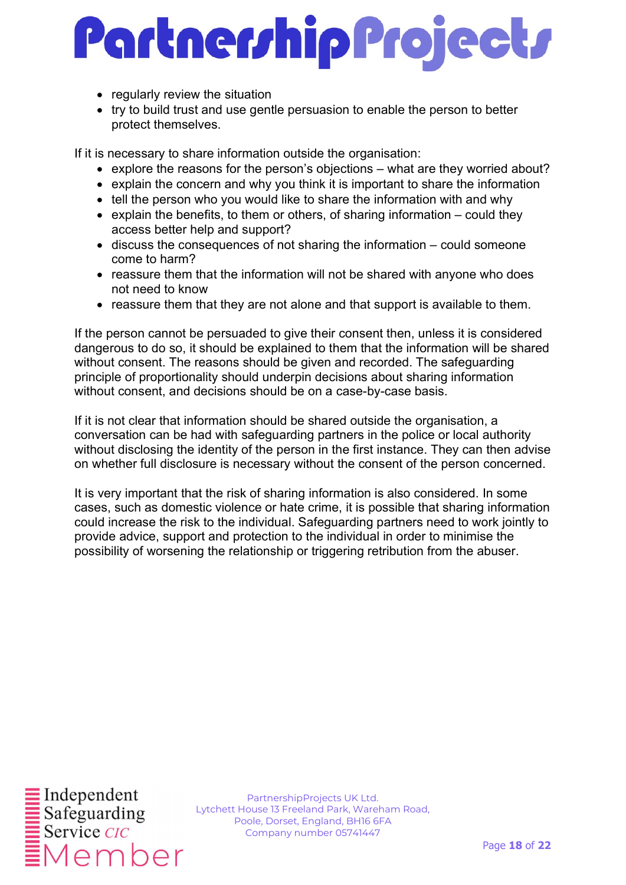- regularly review the situation
- try to build trust and use gentle persuasion to enable the person to better protect themselves.

If it is necessary to share information outside the organisation:

- explore the reasons for the person's objections – what are they worried about?
- explain the concern and why you think it is important to share the information
- tell the person who you would like to share the information with and why
- explain the benefits, to them or others, of sharing information – could they access better help and support?
- discuss the consequences of not sharing the information – could someone come to harm?
- reassure them that the information will not be shared with anyone who does not need to know
- reassure them that they are not alone and that support is available to them.

If the person cannot be persuaded to give their consent then, unless it is considered dangerous to do so, it should be explained to them that the information will be shared without consent. The reasons should be given and recorded. The safeguarding principle of proportionality should underpin decisions about sharing information without consent, and decisions should be on a case-by-case basis.

If it is not clear that information should be shared outside the organisation, a conversation can be had with safeguarding partners in the police or local authority without disclosing the identity of the person in the first instance. They can then advise on whether full disclosure is necessary without the consent of the person concerned.

It is very important that the risk of sharing information is also considered. In some cases, such as domestic violence or hate crime, it is possible that sharing information could increase the risk to the individual. Safeguarding partners need to work jointly to provide advice, support and protection to the individual in order to minimise the possibility of worsening the relationship or triggering retribution from the abuser.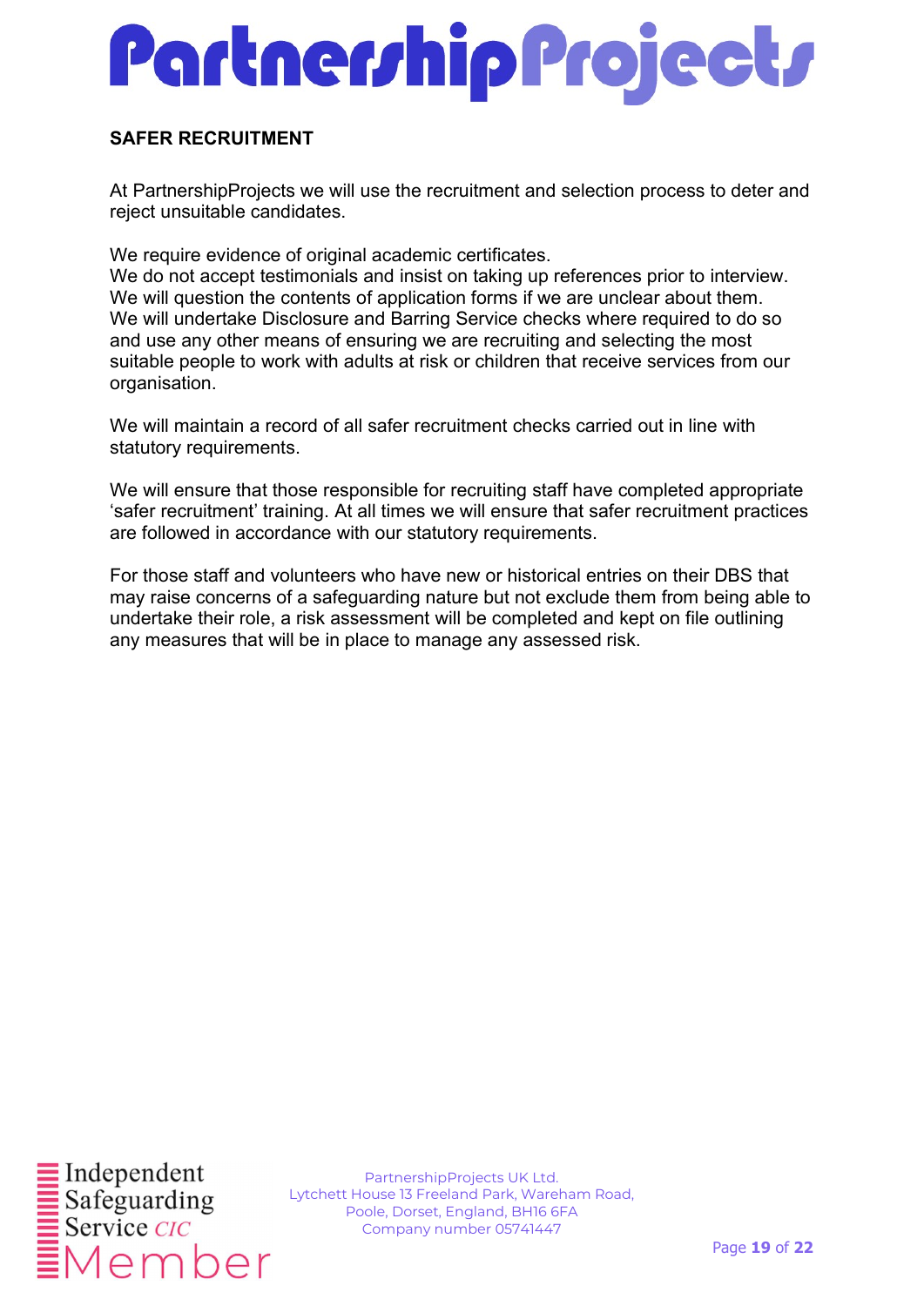## SAFER RECRUITMENT

At PartnershipProjects we will use the recruitment and selection process to deter and reject unsuitable candidates.

We require evidence of original academic certificates.
We do not accept testimonials and insist on taking up references prior to interview.
We will question the contents of application forms if we are unclear about them.
We will undertake Disclosure and Barring Service checks where required to do so and use any other means of ensuring we are recruiting and selecting the most suitable people to work with adults at risk or children that receive services from our organisation.

We will maintain a record of all safer recruitment checks carried out in line with statutory requirements.

We will ensure that those responsible for recruiting staff have completed appropriate 'safer recruitment' training. At all times we will ensure that safer recruitment practices are followed in accordance with our statutory requirements.

For those staff and volunteers who have new or historical entries on their DBS that may raise concerns of a safeguarding nature but not exclude them from being able to undertake their role, a risk assessment will be completed and kept on file outlining any measures that will be in place to manage any assessed risk.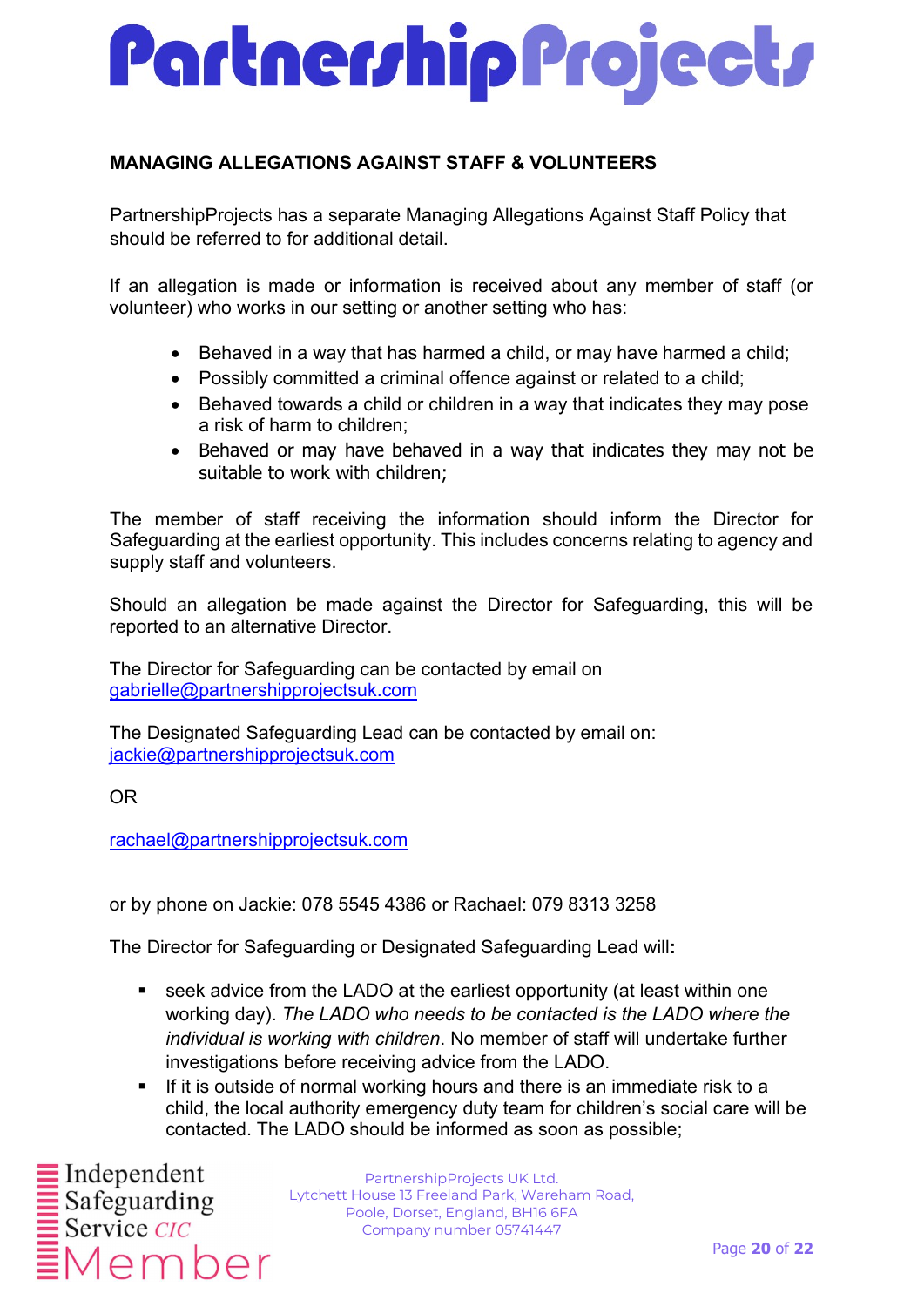## MANAGING ALLEGATIONS AGAINST STAFF & VOLUNTEERS

PartnershipProjects has a separate Managing Allegations Against Staff Policy that should be referred to for additional detail.

If an allegation is made or information is received about any member of staff (or volunteer) who works in our setting or another setting who has:

- Behaved in a way that has harmed a child, or may have harmed a child;
- Possibly committed a criminal offence against or related to a child;
- Behaved towards a child or children in a way that indicates they may pose a risk of harm to children;
- Behaved or may have behaved in a way that indicates they may not be suitable to work with children;

The member of staff receiving the information should inform the Director for Safeguarding at the earliest opportunity. This includes concerns relating to agency and supply staff and volunteers.

Should an allegation be made against the Director for Safeguarding, this will be reported to an alternative Director.

The Director for Safeguarding can be contacted by email on gabrielle@partnershipprojectsuk.com

The Designated Safeguarding Lead can be contacted by email on: jackie@partnershipprojectsuk.com

OR

rachael@partnershipprojectsuk.com

or by phone on Jackie: 078 5545 4386 or Rachael: 079 8313 3258

The Director for Safeguarding or Designated Safeguarding Lead will**:**

- seek advice from the LADO at the earliest opportunity (at least within one working day). *The LADO who needs to be contacted is the LADO where the individual is working with children*. No member of staff will undertake further investigations before receiving advice from the LADO.
- If it is outside of normal working hours and there is an immediate risk to a child, the local authority emergency duty team for children's social care will be contacted. The LADO should be informed as soon as possible;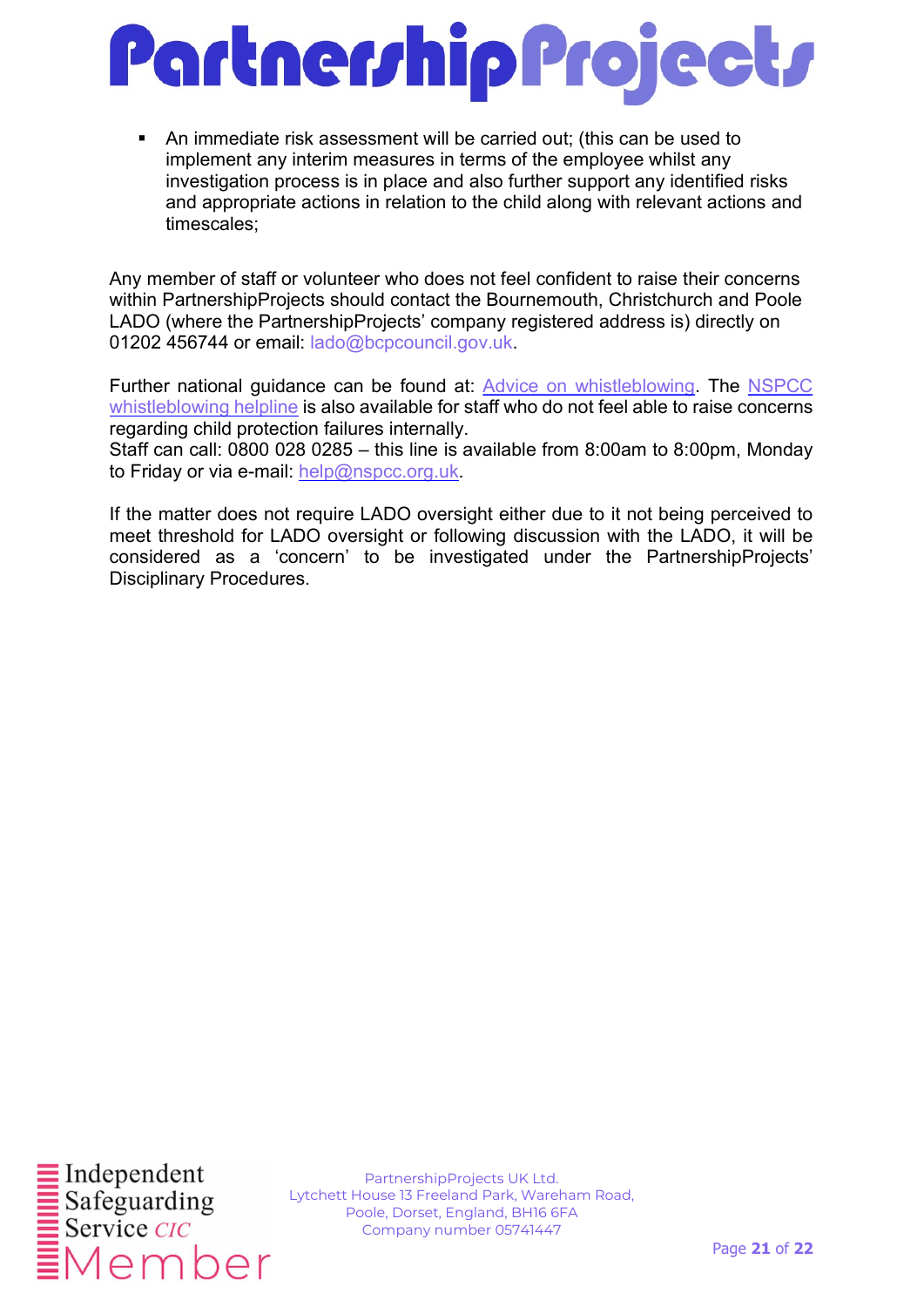- An immediate risk assessment will be carried out; (this can be used to implement any interim measures in terms of the employee whilst any investigation process is in place and also further support any identified risks and appropriate actions in relation to the child along with relevant actions and timescales;

Any member of staff or volunteer who does not feel confident to raise their concerns within PartnershipProjects should contact the Bournemouth, Christchurch and Poole LADO (where the PartnershipProjects' company registered address is) directly on 01202 456744 or email: lado@bcpcouncil.gov.uk.

Further national guidance can be found at: Advice on whistleblowing. The NSPCC whistleblowing helpline is also available for staff who do not feel able to raise concerns regarding child protection failures internally.
Staff can call: 0800 028 0285 – this line is available from 8:00am to 8:00pm, Monday to Friday or via e-mail: help@nspcc.org.uk.

If the matter does not require LADO oversight either due to it not being perceived to meet threshold for LADO oversight or following discussion with the LADO, it will be considered as a 'concern' to be investigated under the PartnershipProjects' Disciplinary Procedures.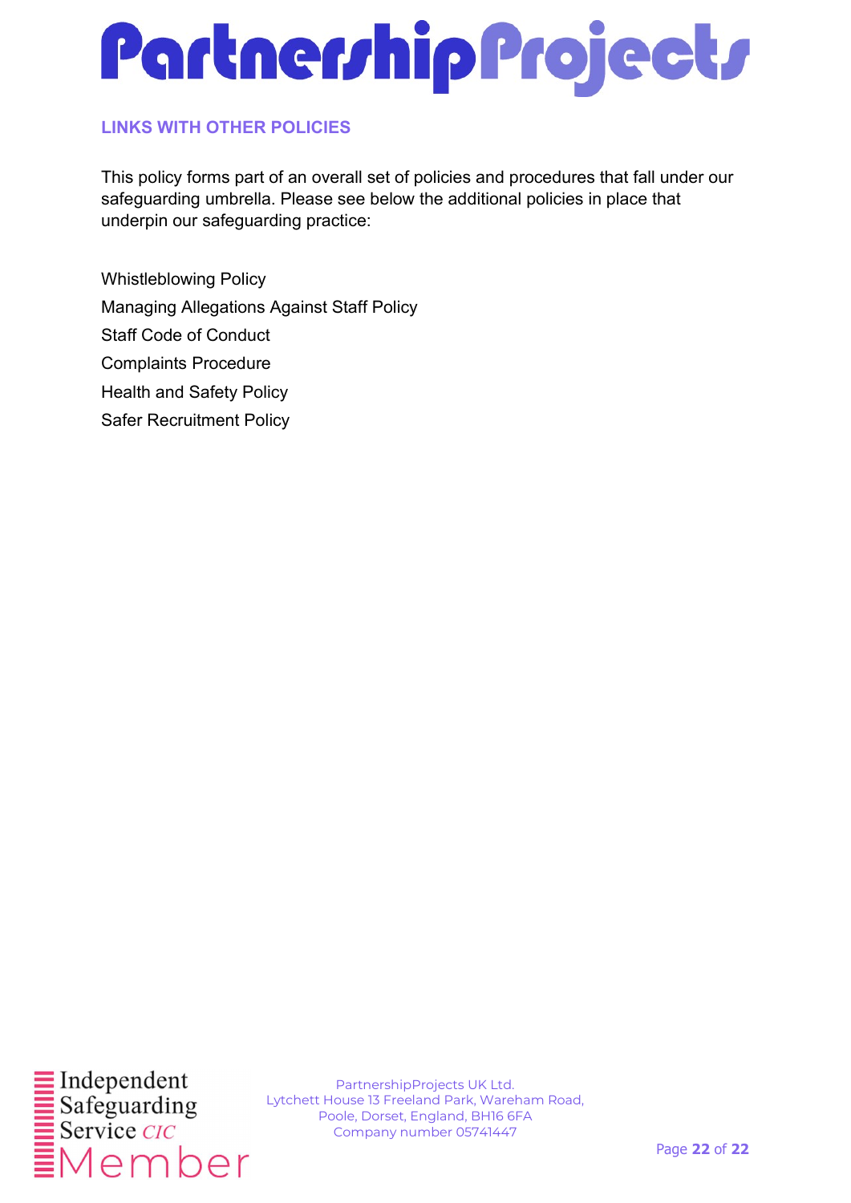## LINKS WITH OTHER POLICIES

This policy forms part of an overall set of policies and procedures that fall under our safeguarding umbrella. Please see below the additional policies in place that underpin our safeguarding practice:

Whistleblowing Policy
Managing Allegations Against Staff Policy
Staff Code of Conduct
Complaints Procedure
Health and Safety Policy
Safer Recruitment Policy